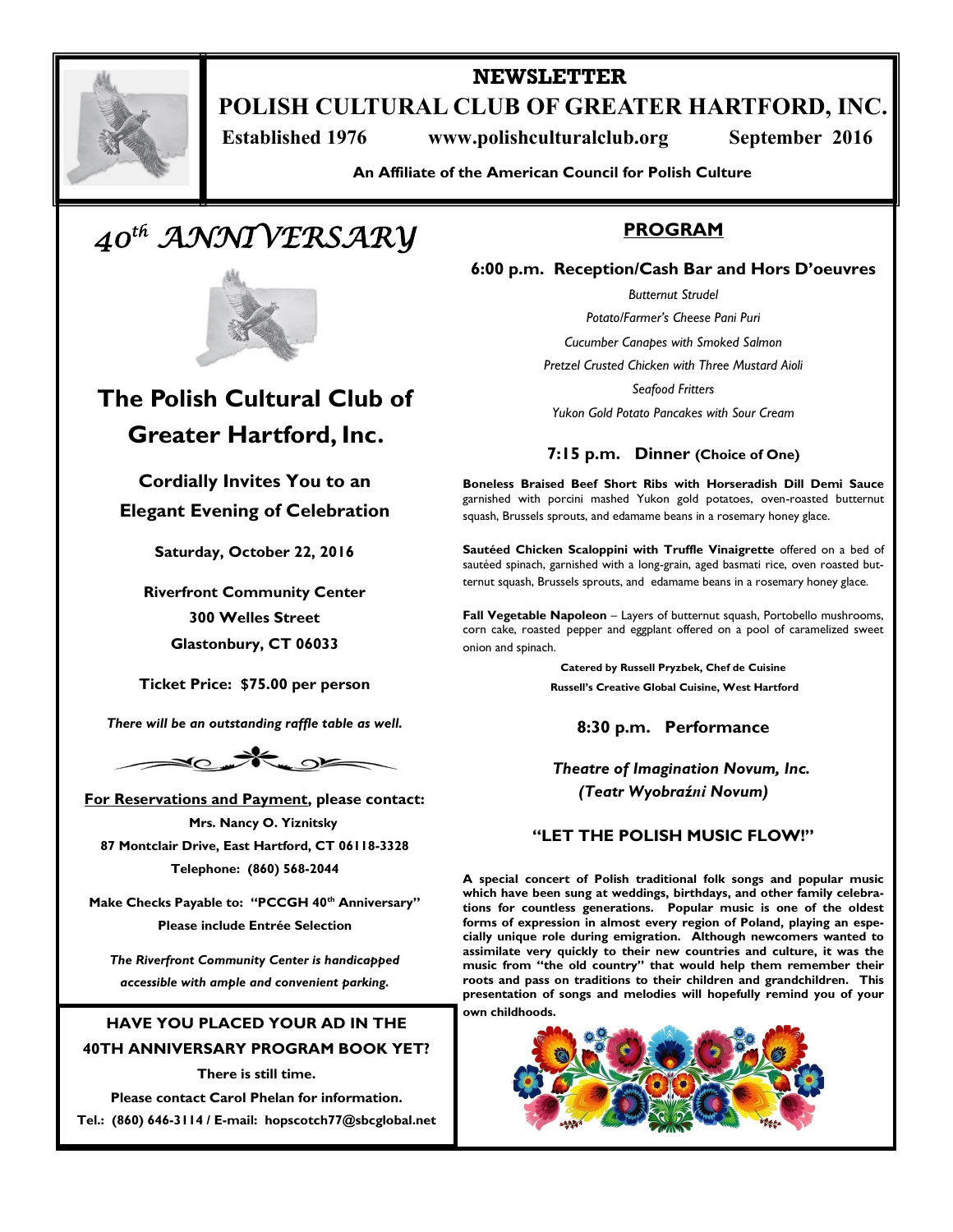# NEWSLETTER

# POLISH CULTURAL CLUB OF GREATER HARTFORD, INC.

**Established 1976** **www.polishculturalclub.org** **September 2016**

**An Affiliate of the American Council for Polish Culture**

## *40th ANNIVERSARY*

## The Polish Cultural Club of Greater Hartford, Inc.

### Cordially Invites You to an Elegant Evening of Celebration

**Saturday, October 22, 2016**

**Riverfront Community Center**
**300 Welles Street**
**Glastonbury, CT 06033**

**Ticket Price: $75.00 per person**

***There will be an outstanding raffle table as well.***

**For Reservations and Payment, please contact:**
**Mrs. Nancy O. Yiznitsky**
**87 Montclair Drive, East Hartford, CT 06118-3328**
**Telephone: (860) 568-2044**

**Make Checks Payable to: "PCCGH 40th Anniversary"**
**Please include Entrée Selection**

***The Riverfront Community Center is handicapped accessible with ample and convenient parking.***

**HAVE YOU PLACED YOUR AD IN THE 40TH ANNIVERSARY PROGRAM BOOK YET?**
**There is still time.**
**Please contact Carol Phelan for information.**
**Tel.: (860) 646-3114 / E-mail: hopscotch77@sbcglobal.net**

## PROGRAM

### 6:00 p.m. Reception/Cash Bar and Hors D'oeuvres

*Butternut Strudel*
*Potato/Farmer's Cheese Pani Puri*
*Cucumber Canapes with Smoked Salmon*
*Pretzel Crusted Chicken with Three Mustard Aioli*
*Seafood Fritters*
*Yukon Gold Potato Pancakes with Sour Cream*

### 7:15 p.m. Dinner (Choice of One)

**Boneless Braised Beef Short Ribs with Horseradish Dill Demi Sauce** garnished with porcini mashed Yukon gold potatoes, oven-roasted butternut squash, Brussels sprouts, and edamame beans in a rosemary honey glace.

**Sautéed Chicken Scaloppini with Truffle Vinaigrette** offered on a bed of sautéed spinach, garnished with a long-grain, aged basmati rice, oven roasted butternut squash, Brussels sprouts, and edamame beans in a rosemary honey glace.

**Fall Vegetable Napoleon** – Layers of butternut squash, Portobello mushrooms, corn cake, roasted pepper and eggplant offered on a pool of caramelized sweet onion and spinach.

**Catered by Russell Pryzbek, Chef de Cuisine**
**Russell's Creative Global Cuisine, West Hartford**

### 8:30 p.m. Performance

***Theatre of Imagination Novum, Inc.***
***(Teatr Wyobraźni Novum)***

### "LET THE POLISH MUSIC FLOW!"

**A special concert of Polish traditional folk songs and popular music which have been sung at weddings, birthdays, and other family celebrations for countless generations. Popular music is one of the oldest forms of expression in almost every region of Poland, playing an especially unique role during emigration. Although newcomers wanted to assimilate very quickly to their new countries and culture, it was the music from "the old country" that would help them remember their roots and pass on traditions to their children and grandchildren. This presentation of songs and melodies will hopefully remind you of your own childhoods.**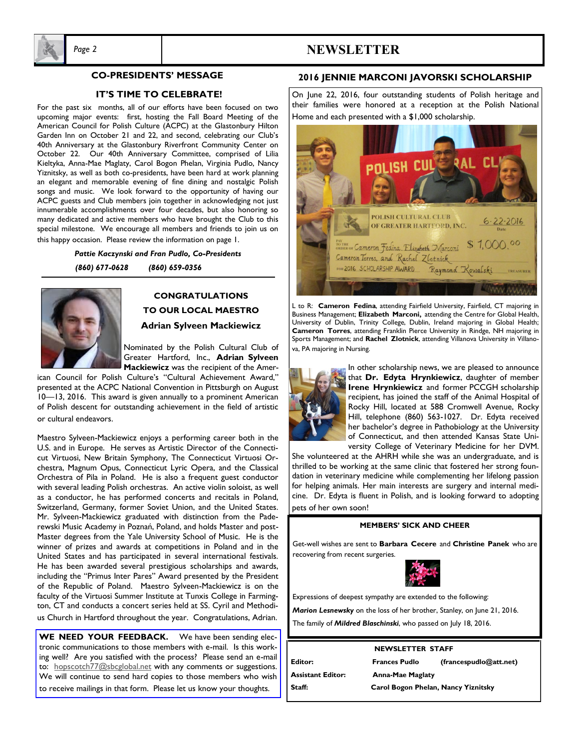## CO-PRESIDENTS' MESSAGE

### IT'S TIME TO CELEBRATE!

For the past six months, all of our efforts have been focused on two upcoming major events: first, hosting the Fall Board Meeting of the American Council for Polish Culture (ACPC) at the Glastonbury Hilton Garden Inn on October 21 and 22, and second, celebrating our Club's 40th Anniversary at the Glastonbury Riverfront Community Center on October 22. Our 40th Anniversary Committee, comprised of Lilia Kieltyka, Anna-Mae Maglaty, Carol Bogon Phelan, Virginia Pudlo, Nancy Yiznitsky, as well as both co-presidents, have been hard at work planning an elegant and memorable evening of fine dining and nostalgic Polish songs and music. We look forward to the opportunity of having our ACPC guests and Club members join together in acknowledging not just innumerable accomplishments over four decades, but also honoring so many dedicated and active members who have brought the Club to this special milestone. We encourage all members and friends to join us on this happy occasion. Please review the information on page 1.

***Pattie Kaczynski and Fran Pudlo, Co-Presidents***

***(860) 677-0628 (860) 659-0356***

## CONGRATULATIONS TO OUR LOCAL MAESTRO

### Adrian Sylveen Mackiewicz

Nominated by the Polish Cultural Club of Greater Hartford, Inc., **Adrian Sylveen Mackiewicz** was the recipient of the American Council for Polish Culture's "Cultural Achievement Award," presented at the ACPC National Convention in Pittsburgh on August 10—13, 2016. This award is given annually to a prominent American of Polish descent for outstanding achievement in the field of artistic or cultural endeavors.

Maestro Sylveen-Mackiewicz enjoys a performing career both in the U.S. and in Europe. He serves as Artistic Director of the Connecticut Virtuosi, New Britain Symphony, The Connecticut Virtuosi Orchestra, Magnum Opus, Connecticut Lyric Opera, and the Classical Orchestra of Pila in Poland. He is also a frequent guest conductor with several leading Polish orchestras. An active violin soloist, as well as a conductor, he has performed concerts and recitals in Poland, Switzerland, Germany, former Soviet Union, and the United States. Mr. Sylveen-Mackiewicz graduated with distinction from the Paderewski Music Academy in Poznań, Poland, and holds Master and post-Master degrees from the Yale University School of Music. He is the winner of prizes and awards at competitions in Poland and in the United States and has participated in several international festivals. He has been awarded several prestigious scholarships and awards, including the "Primus Inter Pares" Award presented by the President of the Republic of Poland. Maestro Sylveen-Mackiewicz is on the faculty of the Virtuosi Summer Institute at Tunxis College in Farmington, CT and conducts a concert series held at SS. Cyril and Methodius Church in Hartford throughout the year. Congratulations, Adrian.

**WE NEED YOUR FEEDBACK.** We have been sending electronic communications to those members with e-mail. Is this working well? Are you satisfied with the process? Please send an e-mail to: hopscotch77@sbcglobal.net with any comments or suggestions. We will continue to send hard copies to those members who wish to receive mailings in that form. Please let us know your thoughts.

## 2016 JENNIE MARCONI JAVORSKI SCHOLARSHIP

On June 22, 2016, four outstanding students of Polish heritage and their families were honored at a reception at the Polish National Home and each presented with a $1,000 scholarship.

L to R: **Cameron Fedina**, attending Fairfield University, Fairfield, CT majoring in Business Management; **Elizabeth Marconi,** attending the Centre for Global Health, University of Dublin, Trinity College, Dublin, Ireland majoring in Global Health; **Cameron Torres**, attending Franklin Pierce University in Rindge, NH majoring in Sports Management; and **Rachel Zlotnick**, attending Villanova University in Villanova, PA majoring in Nursing.

In other scholarship news, we are pleased to announce that **Dr. Edyta Hrynkiewicz**, daughter of member **Irene Hrynkiewicz** and former PCCGH scholarship recipient, has joined the staff of the Animal Hospital of Rocky Hill, located at 588 Cromwell Avenue, Rocky Hill, telephone (860) 563-1027. Dr. Edyta received her bachelor's degree in Pathobiology at the University of Connecticut, and then attended Kansas State University College of Veterinary Medicine for her DVM. She volunteered at the AHRH while she was an undergraduate, and is thrilled to be working at the same clinic that fostered her strong foundation in veterinary medicine while complementing her lifelong passion for helping animals. Her main interests are surgery and internal medicine. Dr. Edyta is fluent in Polish, and is looking forward to adopting pets of her own soon!

### MEMBERS' SICK AND CHEER

Get-well wishes are sent to **Barbara Cecere** and **Christine Panek** who are recovering from recent surgeries.

Expressions of deepest sympathy are extended to the following:

***Marion Lesnewsky*** on the loss of her brother, Stanley, on June 21, 2016.

The family of ***Mildred Blaschinski***, who passed on July 18, 2016.

### NEWSLETTER STAFF

| | | |
|---|---|---|
| **Editor:** | **Frances Pudlo** | **(francespudlo@att.net)** |
| **Assistant Editor:** | **Anna-Mae Maglaty** | |
| **Staff:** | **Carol Bogon Phelan, Nancy Yiznitsky** | |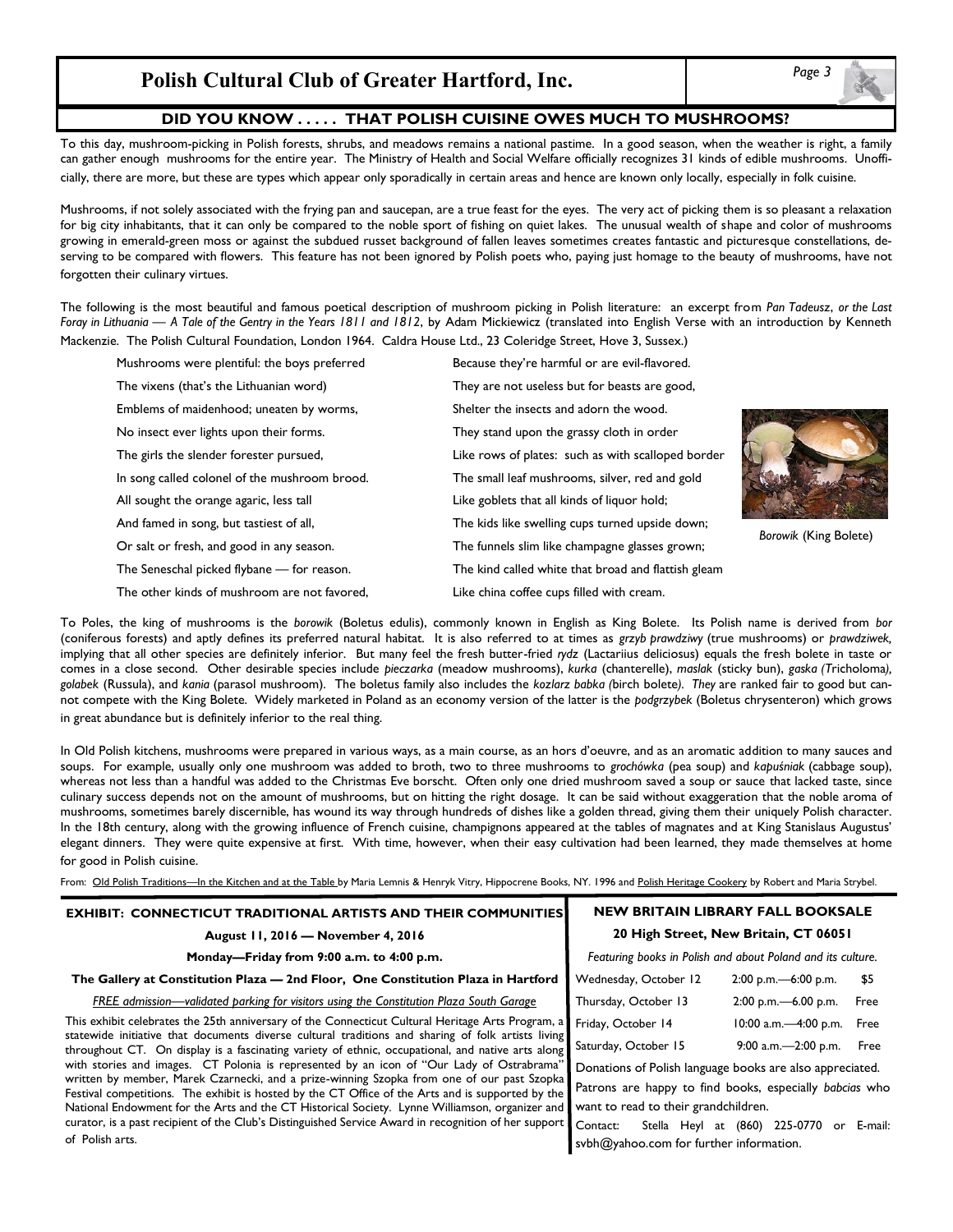## DID YOU KNOW . . . . . THAT POLISH CUISINE OWES MUCH TO MUSHROOMS?

To this day, mushroom-picking in Polish forests, shrubs, and meadows remains a national pastime. In a good season, when the weather is right, a family can gather enough mushrooms for the entire year. The Ministry of Health and Social Welfare officially recognizes 31 kinds of edible mushrooms. Unofficially, there are more, but these are types which appear only sporadically in certain areas and hence are known only locally, especially in folk cuisine.

Mushrooms, if not solely associated with the frying pan and saucepan, are a true feast for the eyes. The very act of picking them is so pleasant a relaxation for big city inhabitants, that it can only be compared to the noble sport of fishing on quiet lakes. The unusual wealth of shape and color of mushrooms growing in emerald-green moss or against the subdued russet background of fallen leaves sometimes creates fantastic and picturesque constellations, deserving to be compared with flowers. This feature has not been ignored by Polish poets who, paying just homage to the beauty of mushrooms, have not forgotten their culinary virtues.

The following is the most beautiful and famous poetical description of mushroom picking in Polish literature: an excerpt from *Pan Tadeusz*, *or the Last Foray in Lithuania — A Tale of the Gentry in the Years 1811 and 1812*, by Adam Mickiewicz (translated into English Verse with an introduction by Kenneth Mackenzie. The Polish Cultural Foundation, London 1964. Caldra House Ltd., 23 Coleridge Street, Hove 3, Sussex.)

Mushrooms were plentiful: the boys preferred
The vixens (that's the Lithuanian word)
Emblems of maidenhood; uneaten by worms,
No insect ever lights upon their forms.
The girls the slender forester pursued,
In song called colonel of the mushroom brood.
All sought the orange agaric, less tall
And famed in song, but tastiest of all,
Or salt or fresh, and good in any season.
The Seneschal picked flybane — for reason.
The other kinds of mushroom are not favored,
Because they're harmful or are evil-flavored.
They are not useless but for beasts are good,
Shelter the insects and adorn the wood.
They stand upon the grassy cloth in order
Like rows of plates: such as with scalloped border
The small leaf mushrooms, silver, red and gold
Like goblets that all kinds of liquor hold;
The kids like swelling cups turned upside down;
The funnels slim like champagne glasses grown;
The kind called white that broad and flattish gleam
Like china coffee cups filled with cream.

*Borowik* (King Bolete)

To Poles, the king of mushrooms is the *borowik* (Boletus edulis), commonly known in English as King Bolete. Its Polish name is derived from *bor* (coniferous forests) and aptly defines its preferred natural habitat. It is also referred to at times as *grzyb prawdziwy* (true mushrooms) or *prawdziwek,* implying that all other species are definitely inferior. But many feel the fresh butter-fried *rydz* (Lactariius deliciosus) equals the fresh bolete in taste or comes in a close second. Other desirable species include *pieczarka* (meadow mushrooms), *kurka* (chanterelle), *maslak* (sticky bun), *gaska (*Tricholoma*), golabek* (Russula), and *kania* (parasol mushroom). The boletus family also includes the *kozlarz babka (*birch bolete*). They* are ranked fair to good but cannot compete with the King Bolete. Widely marketed in Poland as an economy version of the latter is the *podgrzybek* (Boletus chrysenteron) which grows in great abundance but is definitely inferior to the real thing.

In Old Polish kitchens, mushrooms were prepared in various ways, as a main course, as an hors d'oeuvre, and as an aromatic addition to many sauces and soups. For example, usually only one mushroom was added to broth, two to three mushrooms to *grochówka* (pea soup) and *kapuśniak* (cabbage soup), whereas not less than a handful was added to the Christmas Eve borscht. Often only one dried mushroom saved a soup or sauce that lacked taste, since culinary success depends not on the amount of mushrooms, but on hitting the right dosage. It can be said without exaggeration that the noble aroma of mushrooms, sometimes barely discernible, has wound its way through hundreds of dishes like a golden thread, giving them their uniquely Polish character. In the 18th century, along with the growing influence of French cuisine, champignons appeared at the tables of magnates and at King Stanislaus Augustus' elegant dinners. They were quite expensive at first. With time, however, when their easy cultivation had been learned, they made themselves at home for good in Polish cuisine.

From: Old Polish Traditions—In the Kitchen and at the Table by Maria Lemnis & Henryk Vitry, Hippocrene Books, NY. 1996 and Polish Heritage Cookery by Robert and Maria Strybel.

## EXHIBIT: CONNECTICUT TRADITIONAL ARTISTS AND THEIR COMMUNITIES

**August 11, 2016 — November 4, 2016**

**Monday—Friday from 9:00 a.m. to 4:00 p.m.**

**The Gallery at Constitution Plaza — 2nd Floor, One Constitution Plaza in Hartford**

*FREE admission—validated parking for visitors using the Constitution Plaza South Garage*

This exhibit celebrates the 25th anniversary of the Connecticut Cultural Heritage Arts Program, a statewide initiative that documents diverse cultural traditions and sharing of folk artists living throughout CT. On display is a fascinating variety of ethnic, occupational, and native arts along with stories and images. CT Polonia is represented by an icon of "Our Lady of Ostrabrama" written by member, Marek Czarnecki, and a prize-winning Szopka from one of our past Szopka Festival competitions. The exhibit is hosted by the CT Office of the Arts and is supported by the National Endowment for the Arts and the CT Historical Society. Lynne Williamson, organizer and curator, is a past recipient of the Club's Distinguished Service Award in recognition of her support of Polish arts.

## NEW BRITAIN LIBRARY FALL BOOKSALE

**20 High Street, New Britain, CT 06051**

*Featuring books in Polish and about Poland and its culture.*

| | | |
|---|---|---|
| Wednesday, October 12 | 2:00 p.m.—6:00 p.m. | $5 |
| Thursday, October 13 | 2:00 p.m.—6.00 p.m. | Free |
| Friday, October 14 | 10:00 a.m.—4:00 p.m. | Free |
| Saturday, October 15 | 9:00 a.m.—2:00 p.m. | Free |

Donations of Polish language books are also appreciated.

Patrons are happy to find books, especially *babcias* who want to read to their grandchildren.

Contact: Stella Heyl at (860) 225-0770 or E-mail: svbh@yahoo.com for further information.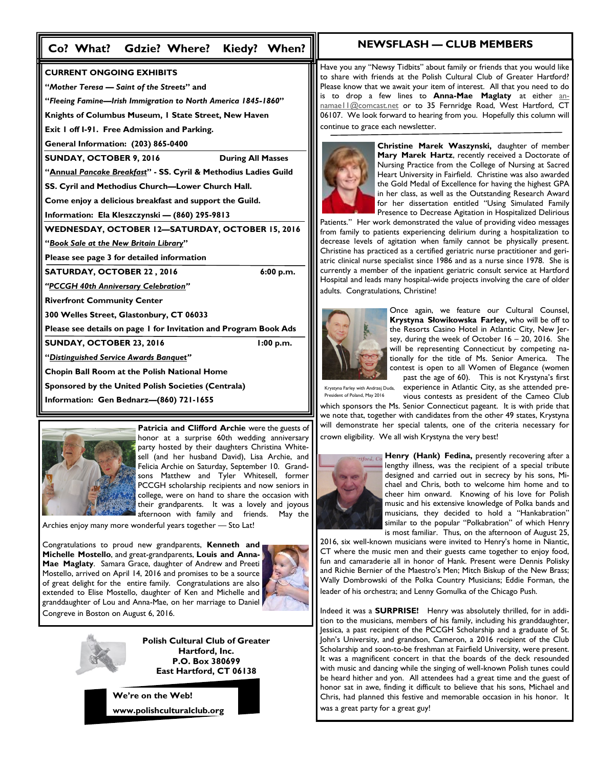## Co? What? Gdzie? Where? Kiedy? When?

**CURRENT ONGOING EXHIBITS**

**"*Mother Teresa — Saint of the Streets*" and**

**"*Fleeing Famine—Irish Immigration to North America 1845-1860*"**

**Knights of Columbus Museum, 1 State Street, New Haven**

**Exit 1 off I-91. Free Admission and Parking.**

**General Information: (203) 865-0400**

**SUNDAY, OCTOBER 9, 2016** **During All Masses**

**"*Annual Pancake Breakfast*" - SS. Cyril & Methodius Ladies Guild**

**SS. Cyril and Methodius Church—Lower Church Hall.**

**Come enjoy a delicious breakfast and support the Guild.**

**Information: Ela Kleszczynski — (860) 295-9813**

**WEDNESDAY, OCTOBER 12—SATURDAY, OCTOBER 15, 2016**

**"*Book Sale at the New Britain Library*"**

**Please see page 3 for detailed information**

**SATURDAY, OCTOBER 22, 2016** **6:00 p.m.**

***"PCCGH 40th Anniversary Celebration"***

**Riverfront Community Center**

**300 Welles Street, Glastonbury, CT 06033**

**Please see details on page 1 for Invitation and Program Book Ads**

**SUNDAY, OCTOBER 23, 2016** **1:00 p.m.**

***"Distinguished Service Awards Banquet"***

**Chopin Ball Room at the Polish National Home**

**Sponsored by the United Polish Societies (Centrala)**

**Information: Gen Bednarz—(860) 721-1655**

**Patricia and Clifford Archie** were the guests of honor at a surprise 60th wedding anniversary party hosted by their daughters Christina Whitesell (and her husband David), Lisa Archie, and Felicia Archie on Saturday, September 10. Grandsons Matthew and Tyler Whitesell, former PCCGH scholarship recipients and now seniors in college, were on hand to share the occasion with their grandparents. It was a lovely and joyous afternoon with family and friends. May the Archies enjoy many more wonderful years together — Sto Lat!

Congratulations to proud new grandparents, **Kenneth and Michelle Mostello**, and great-grandparents, **Louis and Anna-Mae Maglaty**. Samara Grace, daughter of Andrew and Preeti Mostello, arrived on April 14, 2016 and promises to be a source of great delight for the entire family. Congratulations are also extended to Elise Mostello, daughter of Ken and Michelle and granddaughter of Lou and Anna-Mae, on her marriage to Daniel Congreve in Boston on August 6, 2016.

**Polish Cultural Club of Greater Hartford, Inc.**
**P.O. Box 380699**
**East Hartford, CT 06138**

**We're on the Web!**
**www.polishculturalclub.org**

## NEWSFLASH — CLUB MEMBERS

Have you any "Newsy Tidbits" about family or friends that you would like to share with friends at the Polish Cultural Club of Greater Hartford? Please know that we await your item of interest. All that you need to do is to drop a few lines to **Anna-Mae Maglaty** at either annamae11@comcast.net or to 35 Fernridge Road, West Hartford, CT 06107. We look forward to hearing from you. Hopefully this column will continue to grace each newsletter.

**Christine Marek Waszynski,** daughter of member **Mary Marek Hartz**, recently received a Doctorate of Nursing Practice from the College of Nursing at Sacred Heart University in Fairfield. Christine was also awarded the Gold Medal of Excellence for having the highest GPA in her class, as well as the Outstanding Research Award for her dissertation entitled "Using Simulated Family Presence to Decrease Agitation in Hospitalized Delirious Patients." Her work demonstrated the value of providing video messages from family to patients experiencing delirium during a hospitalization to decrease levels of agitation when family cannot be physically present. Christine has practiced as a certified geriatric nurse practitioner and geriatric clinical nurse specialist since 1986 and as a nurse since 1978. She is currently a member of the inpatient geriatric consult service at Hartford Hospital and leads many hospital-wide projects involving the care of older adults. Congratulations, Christine!

Once again, we feature our Cultural Counsel, **Krystyna Słowikowska Farley,** who will be off to the Resorts Casino Hotel in Atlantic City, New Jersey, during the week of October 16 – 20, 2016. She will be representing Connecticut by competing nationally for the title of Ms. Senior America. The contest is open to all Women of Elegance (women past the age of 60). This is not Krystyna's first experience in Atlantic City, as she attended previous contests as president of the Cameo Club which sponsors the Ms. Senior Connecticut pageant. It is with pride that we note that, together with candidates from the other 49 states, Krystyna will demonstrate her special talents, one of the criteria necessary for crown eligibility. We all wish Krystyna the very best!

Krystyna Farley with Andrzej Duda, President of Poland, May 2016

**Henry (Hank) Fedina,** presently recovering after a lengthy illness, was the recipient of a special tribute designed and carried out in secrecy by his sons, Michael and Chris, both to welcome him home and to cheer him onward. Knowing of his love for Polish music and his extensive knowledge of Polka bands and musicians, they decided to hold a "Hankabration" similar to the popular "Polkabration" of which Henry is most familiar. Thus, on the afternoon of August 25, 2016, six well-known musicians were invited to Henry's home in Niantic, CT where the music men and their guests came together to enjoy food, fun and camaraderie all in honor of Hank. Present were Dennis Polisky and Richie Bernier of the Maestro's Men; Mitch Biskup of the New Brass; Wally Dombrowski of the Polka Country Musicians; Eddie Forman, the leader of his orchestra; and Lenny Gomulka of the Chicago Push.

Indeed it was a **SURPRISE!** Henry was absolutely thrilled, for in addition to the musicians, members of his family, including his granddaughter, Jessica, a past recipient of the PCCGH Scholarship and a graduate of St. John's University, and grandson, Cameron, a 2016 recipient of the Club Scholarship and soon-to-be freshman at Fairfield University, were present. It was a magnificent concert in that the boards of the deck resounded with music and dancing while the singing of well-known Polish tunes could be heard hither and yon. All attendees had a great time and the guest of honor sat in awe, finding it difficult to believe that his sons, Michael and Chris, had planned this festive and memorable occasion in his honor. It was a great party for a great guy!